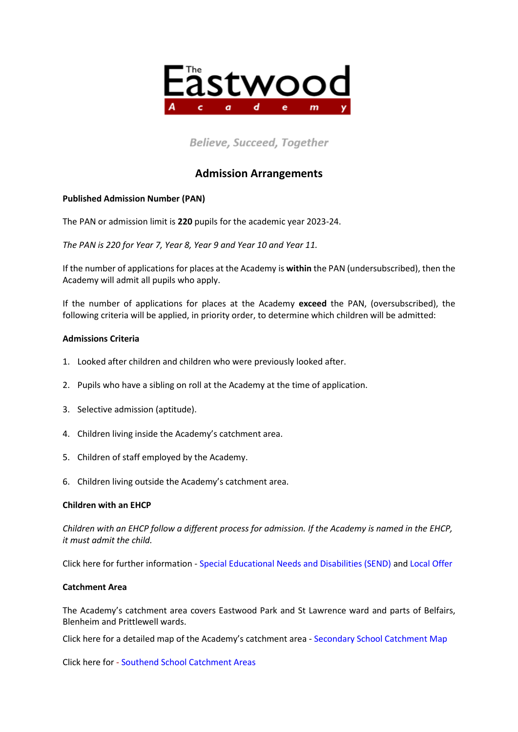# The Eastwood Academy

*Believe, Succeed, Together*

## Admission Arrangements

**Published Admission Number (PAN)**

The PAN or admission limit is **220** pupils for the academic year 2023-24.

*The PAN is 220 for Year 7, Year 8, Year 9 and Year 10 and Year 11.*

If the number of applications for places at the Academy is **within** the PAN (undersubscribed), then the Academy will admit all pupils who apply.

If the number of applications for places at the Academy **exceed** the PAN, (oversubscribed), the following criteria will be applied, in priority order, to determine which children will be admitted:

**Admissions Criteria**

1. Looked after children and children who were previously looked after.
2. Pupils who have a sibling on roll at the Academy at the time of application.
3. Selective admission (aptitude).
4. Children living inside the Academy's catchment area.
5. Children of staff employed by the Academy.
6. Children living outside the Academy's catchment area.

**Children with an EHCP**

*Children with an EHCP follow a different process for admission. If the Academy is named in the EHCP, it must admit the child.*

Click here for further information - Special Educational Needs and Disabilities (SEND) and Local Offer

**Catchment Area**

The Academy's catchment area covers Eastwood Park and St Lawrence ward and parts of Belfairs, Blenheim and Prittlewell wards.

Click here for a detailed map of the Academy's catchment area - Secondary School Catchment Map

Click here for - Southend School Catchment Areas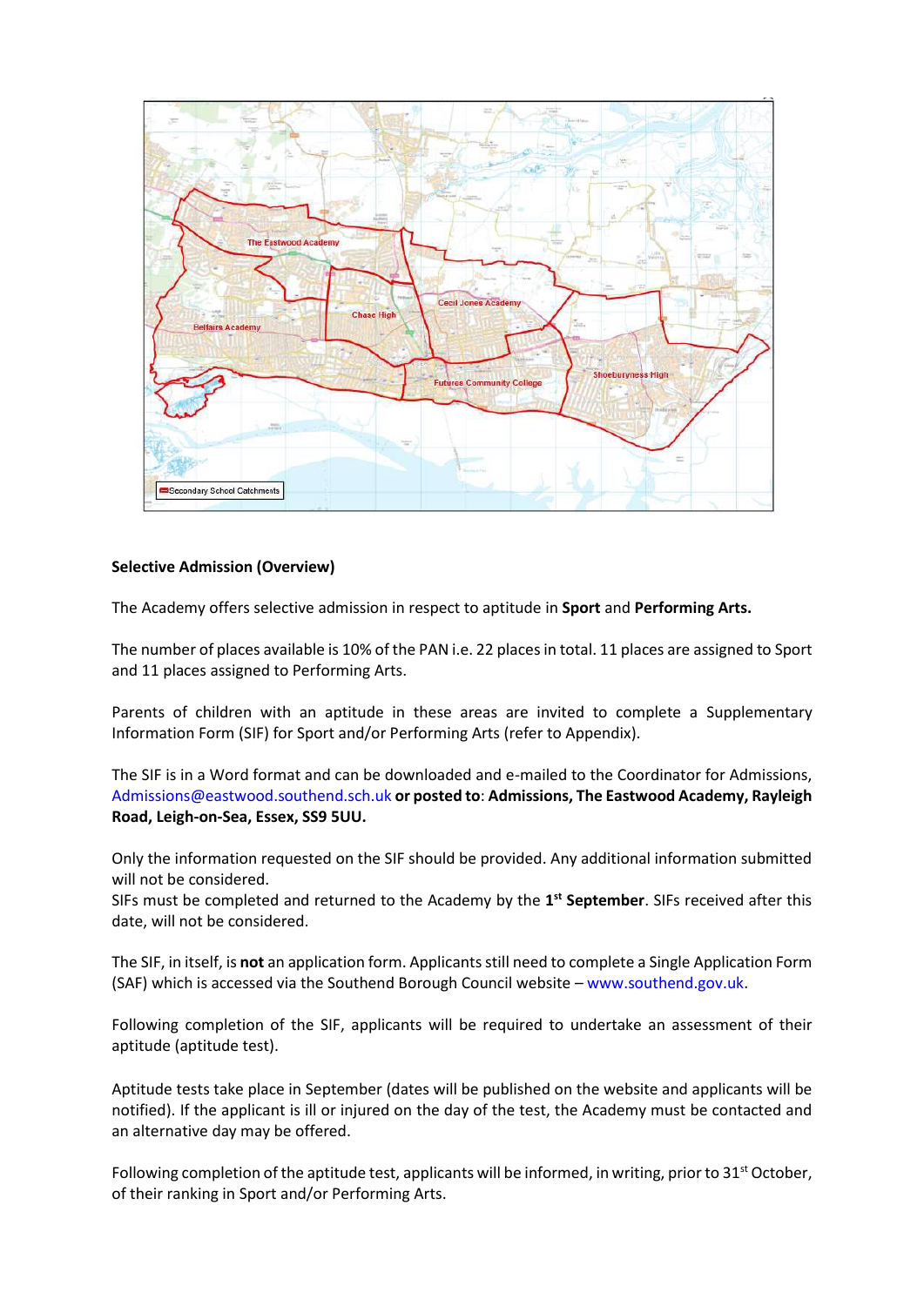**Selective Admission (Overview)**

The Academy offers selective admission in respect to aptitude in **Sport** and **Performing Arts.**

The number of places available is 10% of the PAN i.e. 22 places in total. 11 places are assigned to Sport and 11 places assigned to Performing Arts.

Parents of children with an aptitude in these areas are invited to complete a Supplementary Information Form (SIF) for Sport and/or Performing Arts (refer to Appendix).

The SIF is in a Word format and can be downloaded and e-mailed to the Coordinator for Admissions, Admissions@eastwood.southend.sch.uk **or posted to**: **Admissions, The Eastwood Academy, Rayleigh Road, Leigh-on-Sea, Essex, SS9 5UU.**

Only the information requested on the SIF should be provided. Any additional information submitted will not be considered.
SIFs must be completed and returned to the Academy by the **1st September**. SIFs received after this date, will not be considered.

The SIF, in itself, is **not** an application form. Applicants still need to complete a Single Application Form (SAF) which is accessed via the Southend Borough Council website – www.southend.gov.uk.

Following completion of the SIF, applicants will be required to undertake an assessment of their aptitude (aptitude test).

Aptitude tests take place in September (dates will be published on the website and applicants will be notified). If the applicant is ill or injured on the day of the test, the Academy must be contacted and an alternative day may be offered.

Following completion of the aptitude test, applicants will be informed, in writing, prior to 31st October, of their ranking in Sport and/or Performing Arts.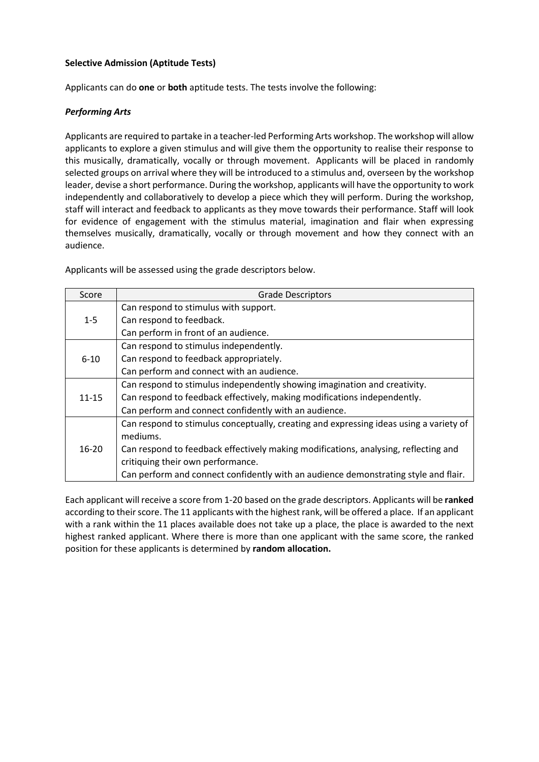**Selective Admission (Aptitude Tests)**

Applicants can do **one** or **both** aptitude tests. The tests involve the following:

***Performing Arts***

Applicants are required to partake in a teacher-led Performing Arts workshop. The workshop will allow applicants to explore a given stimulus and will give them the opportunity to realise their response to this musically, dramatically, vocally or through movement. Applicants will be placed in randomly selected groups on arrival where they will be introduced to a stimulus and, overseen by the workshop leader, devise a short performance. During the workshop, applicants will have the opportunity to work independently and collaboratively to develop a piece which they will perform. During the workshop, staff will interact and feedback to applicants as they move towards their performance. Staff will look for evidence of engagement with the stimulus material, imagination and flair when expressing themselves musically, dramatically, vocally or through movement and how they connect with an audience.

Applicants will be assessed using the grade descriptors below.

| Score | Grade Descriptors |
|---|---|
| 1-5 | Can respond to stimulus with support.<br>Can respond to feedback.<br>Can perform in front of an audience. |
| 6-10 | Can respond to stimulus independently.<br>Can respond to feedback appropriately.<br>Can perform and connect with an audience. |
| 11-15 | Can respond to stimulus independently showing imagination and creativity.<br>Can respond to feedback effectively, making modifications independently.<br>Can perform and connect confidently with an audience. |
| 16-20 | Can respond to stimulus conceptually, creating and expressing ideas using a variety of mediums.<br>Can respond to feedback effectively making modifications, analysing, reflecting and critiquing their own performance.<br>Can perform and connect confidently with an audience demonstrating style and flair. |

Each applicant will receive a score from 1-20 based on the grade descriptors. Applicants will be **ranked** according to their score. The 11 applicants with the highest rank, will be offered a place. If an applicant with a rank within the 11 places available does not take up a place, the place is awarded to the next highest ranked applicant. Where there is more than one applicant with the same score, the ranked position for these applicants is determined by **random allocation.**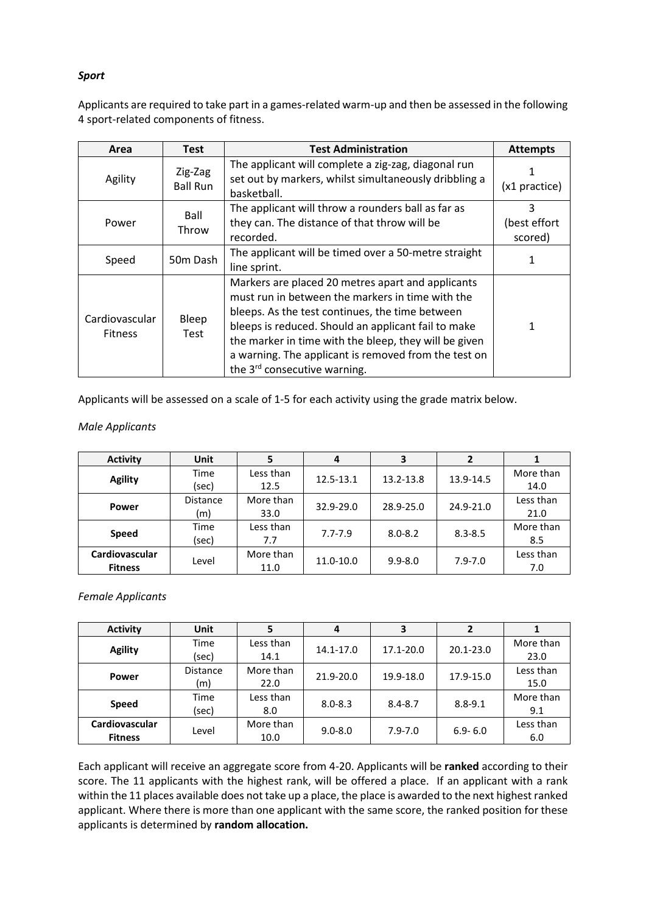***Sport***

Applicants are required to take part in a games-related warm-up and then be assessed in the following 4 sport-related components of fitness.

| Area | Test | Test Administration | Attempts |
|---|---|---|---|
| Agility | Zig-Zag Ball Run | The applicant will complete a zig-zag, diagonal run set out by markers, whilst simultaneously dribbling a basketball. | 1 (x1 practice) |
| Power | Ball Throw | The applicant will throw a rounders ball as far as they can. The distance of that throw will be recorded. | 3 (best effort scored) |
| Speed | 50m Dash | The applicant will be timed over a 50-metre straight line sprint. | 1 |
| Cardiovascular Fitness | Bleep Test | Markers are placed 20 metres apart and applicants must run in between the markers in time with the bleeps. As the test continues, the time between bleeps is reduced. Should an applicant fail to make the marker in time with the bleep, they will be given a warning. The applicant is removed from the test on the 3rd consecutive warning. | 1 |

Applicants will be assessed on a scale of 1-5 for each activity using the grade matrix below.

*Male Applicants*

| Activity | Unit | 5 | 4 | 3 | 2 | 1 |
|---|---|---|---|---|---|---|
| **Agility** | Time (sec) | Less than 12.5 | 12.5-13.1 | 13.2-13.8 | 13.9-14.5 | More than 14.0 |
| **Power** | Distance (m) | More than 33.0 | 32.9-29.0 | 28.9-25.0 | 24.9-21.0 | Less than 21.0 |
| **Speed** | Time (sec) | Less than 7.7 | 7.7-7.9 | 8.0-8.2 | 8.3-8.5 | More than 8.5 |
| **Cardiovascular Fitness** | Level | More than 11.0 | 11.0-10.0 | 9.9-8.0 | 7.9-7.0 | Less than 7.0 |

*Female Applicants*

| Activity | Unit | 5 | 4 | 3 | 2 | 1 |
|---|---|---|---|---|---|---|
| **Agility** | Time (sec) | Less than 14.1 | 14.1-17.0 | 17.1-20.0 | 20.1-23.0 | More than 23.0 |
| **Power** | Distance (m) | More than 22.0 | 21.9-20.0 | 19.9-18.0 | 17.9-15.0 | Less than 15.0 |
| **Speed** | Time (sec) | Less than 8.0 | 8.0-8.3 | 8.4-8.7 | 8.8-9.1 | More than 9.1 |
| **Cardiovascular Fitness** | Level | More than 10.0 | 9.0-8.0 | 7.9-7.0 | 6.9- 6.0 | Less than 6.0 |

Each applicant will receive an aggregate score from 4-20. Applicants will be **ranked** according to their score. The 11 applicants with the highest rank, will be offered a place. If an applicant with a rank within the 11 places available does not take up a place, the place is awarded to the next highest ranked applicant. Where there is more than one applicant with the same score, the ranked position for these applicants is determined by **random allocation.**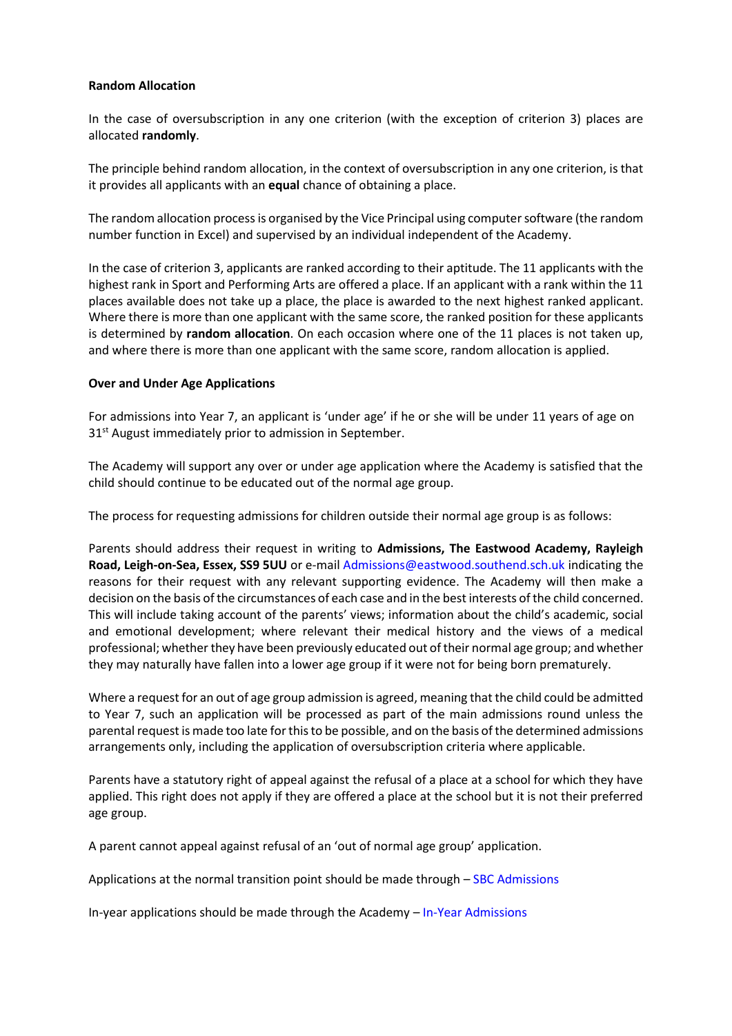**Random Allocation**

In the case of oversubscription in any one criterion (with the exception of criterion 3) places are allocated **randomly**.

The principle behind random allocation, in the context of oversubscription in any one criterion, is that it provides all applicants with an **equal** chance of obtaining a place.

The random allocation process is organised by the Vice Principal using computer software (the random number function in Excel) and supervised by an individual independent of the Academy.

In the case of criterion 3, applicants are ranked according to their aptitude. The 11 applicants with the highest rank in Sport and Performing Arts are offered a place. If an applicant with a rank within the 11 places available does not take up a place, the place is awarded to the next highest ranked applicant. Where there is more than one applicant with the same score, the ranked position for these applicants is determined by **random allocation**. On each occasion where one of the 11 places is not taken up, and where there is more than one applicant with the same score, random allocation is applied.

**Over and Under Age Applications**

For admissions into Year 7, an applicant is 'under age' if he or she will be under 11 years of age on 31st August immediately prior to admission in September.

The Academy will support any over or under age application where the Academy is satisfied that the child should continue to be educated out of the normal age group.

The process for requesting admissions for children outside their normal age group is as follows:

Parents should address their request in writing to **Admissions, The Eastwood Academy, Rayleigh Road, Leigh-on-Sea, Essex, SS9 5UU** or e-mail Admissions@eastwood.southend.sch.uk indicating the reasons for their request with any relevant supporting evidence. The Academy will then make a decision on the basis of the circumstances of each case and in the best interests of the child concerned. This will include taking account of the parents' views; information about the child's academic, social and emotional development; where relevant their medical history and the views of a medical professional; whether they have been previously educated out of their normal age group; and whether they may naturally have fallen into a lower age group if it were not for being born prematurely.

Where a request for an out of age group admission is agreed, meaning that the child could be admitted to Year 7, such an application will be processed as part of the main admissions round unless the parental request is made too late for this to be possible, and on the basis of the determined admissions arrangements only, including the application of oversubscription criteria where applicable.

Parents have a statutory right of appeal against the refusal of a place at a school for which they have applied. This right does not apply if they are offered a place at the school but it is not their preferred age group.

A parent cannot appeal against refusal of an 'out of normal age group' application.

Applications at the normal transition point should be made through – SBC Admissions

In-year applications should be made through the Academy – In-Year Admissions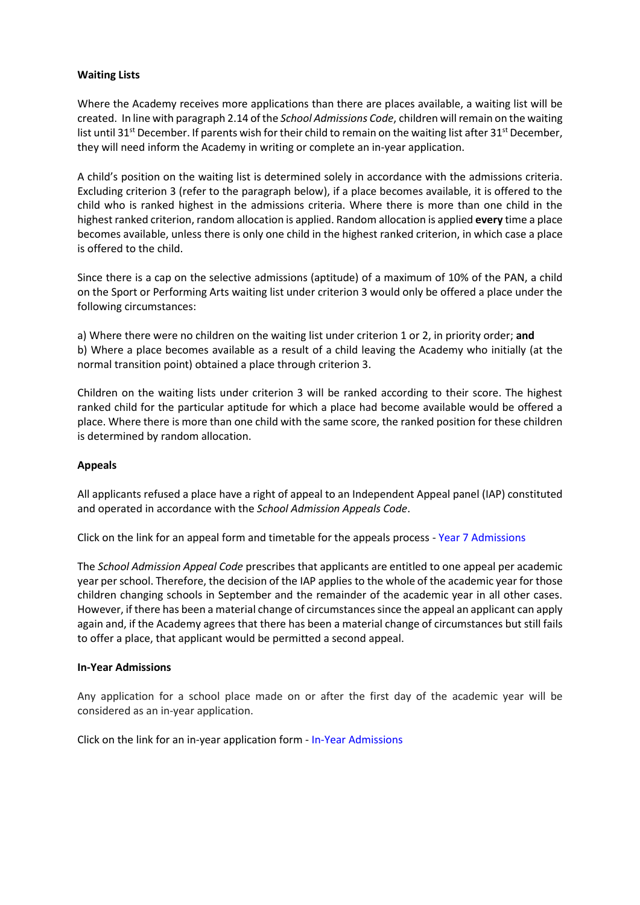## Waiting Lists

Where the Academy receives more applications than there are places available, a waiting list will be created. In line with paragraph 2.14 of the *School Admissions Code*, children will remain on the waiting list until 31st December. If parents wish for their child to remain on the waiting list after 31st December, they will need inform the Academy in writing or complete an in-year application.

A child's position on the waiting list is determined solely in accordance with the admissions criteria. Excluding criterion 3 (refer to the paragraph below), if a place becomes available, it is offered to the child who is ranked highest in the admissions criteria. Where there is more than one child in the highest ranked criterion, random allocation is applied. Random allocation is applied **every** time a place becomes available, unless there is only one child in the highest ranked criterion, in which case a place is offered to the child.

Since there is a cap on the selective admissions (aptitude) of a maximum of 10% of the PAN, a child on the Sport or Performing Arts waiting list under criterion 3 would only be offered a place under the following circumstances:

a) Where there were no children on the waiting list under criterion 1 or 2, in priority order; **and**
b) Where a place becomes available as a result of a child leaving the Academy who initially (at the normal transition point) obtained a place through criterion 3.

Children on the waiting lists under criterion 3 will be ranked according to their score. The highest ranked child for the particular aptitude for which a place had become available would be offered a place. Where there is more than one child with the same score, the ranked position for these children is determined by random allocation.

## Appeals

All applicants refused a place have a right of appeal to an Independent Appeal panel (IAP) constituted and operated in accordance with the *School Admission Appeals Code*.

Click on the link for an appeal form and timetable for the appeals process - Year 7 Admissions

The *School Admission Appeal Code* prescribes that applicants are entitled to one appeal per academic year per school. Therefore, the decision of the IAP applies to the whole of the academic year for those children changing schools in September and the remainder of the academic year in all other cases. However, if there has been a material change of circumstances since the appeal an applicant can apply again and, if the Academy agrees that there has been a material change of circumstances but still fails to offer a place, that applicant would be permitted a second appeal.

## In-Year Admissions

Any application for a school place made on or after the first day of the academic year will be considered as an in-year application.

Click on the link for an in-year application form - In-Year Admissions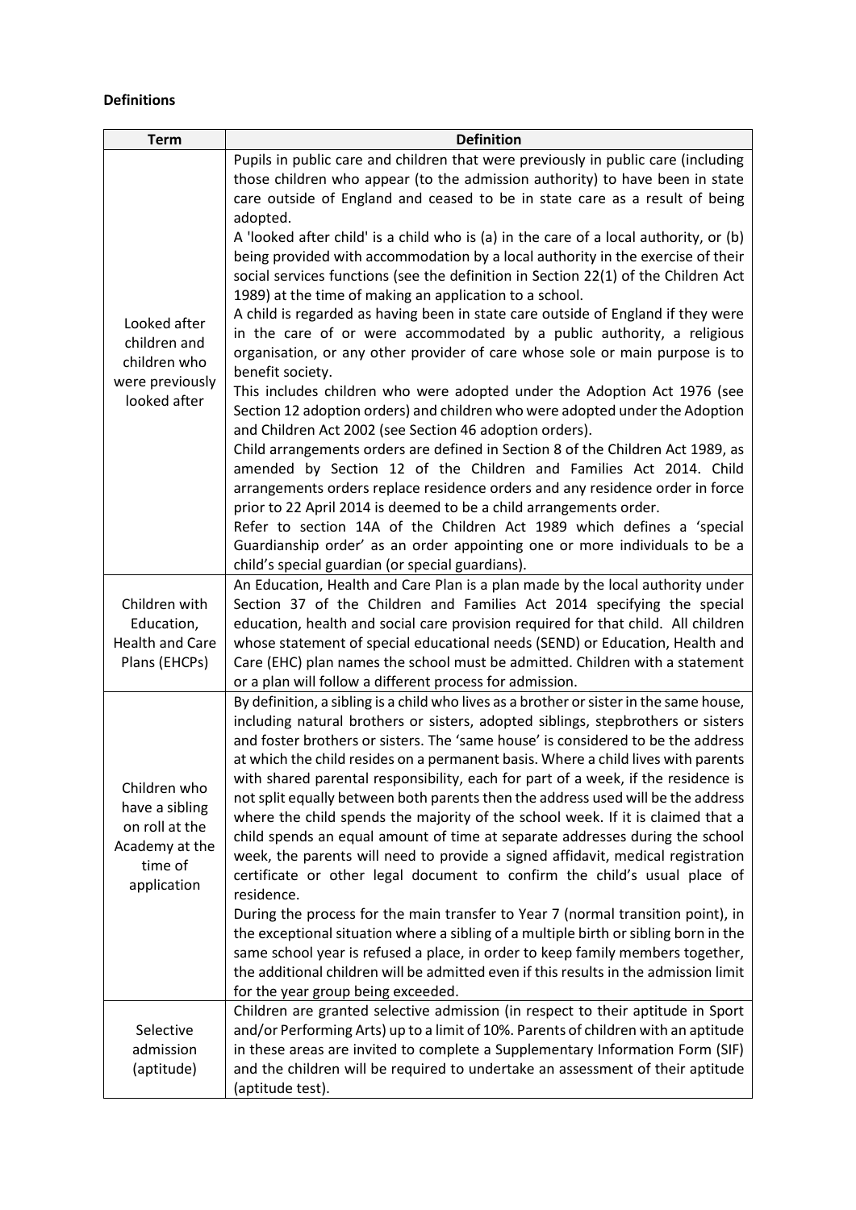**Definitions**

| Term | Definition |
| --- | --- |
| Looked after children and children who were previously looked after | Pupils in public care and children that were previously in public care (including those children who appear (to the admission authority) to have been in state care outside of England and ceased to be in state care as a result of being adopted.<br>A 'looked after child' is a child who is (a) in the care of a local authority, or (b) being provided with accommodation by a local authority in the exercise of their social services functions (see the definition in Section 22(1) of the Children Act 1989) at the time of making an application to a school.<br>A child is regarded as having been in state care outside of England if they were in the care of or were accommodated by a public authority, a religious organisation, or any other provider of care whose sole or main purpose is to benefit society.<br>This includes children who were adopted under the Adoption Act 1976 (see Section 12 adoption orders) and children who were adopted under the Adoption and Children Act 2002 (see Section 46 adoption orders).<br>Child arrangements orders are defined in Section 8 of the Children Act 1989, as amended by Section 12 of the Children and Families Act 2014. Child arrangements orders replace residence orders and any residence order in force prior to 22 April 2014 is deemed to be a child arrangements order.<br>Refer to section 14A of the Children Act 1989 which defines a 'special Guardianship order' as an order appointing one or more individuals to be a child's special guardian (or special guardians). |
| Children with Education, Health and Care Plans (EHCPs) | An Education, Health and Care Plan is a plan made by the local authority under Section 37 of the Children and Families Act 2014 specifying the special education, health and social care provision required for that child. All children whose statement of special educational needs (SEND) or Education, Health and Care (EHC) plan names the school must be admitted. Children with a statement or a plan will follow a different process for admission. |
| Children who have a sibling on roll at the Academy at the time of application | By definition, a sibling is a child who lives as a brother or sister in the same house, including natural brothers or sisters, adopted siblings, stepbrothers or sisters and foster brothers or sisters. The 'same house' is considered to be the address at which the child resides on a permanent basis. Where a child lives with parents with shared parental responsibility, each for part of a week, if the residence is not split equally between both parents then the address used will be the address where the child spends the majority of the school week. If it is claimed that a child spends an equal amount of time at separate addresses during the school week, the parents will need to provide a signed affidavit, medical registration certificate or other legal document to confirm the child's usual place of residence.<br>During the process for the main transfer to Year 7 (normal transition point), in the exceptional situation where a sibling of a multiple birth or sibling born in the same school year is refused a place, in order to keep family members together, the additional children will be admitted even if this results in the admission limit for the year group being exceeded. |
| Selective admission (aptitude) | Children are granted selective admission (in respect to their aptitude in Sport and/or Performing Arts) up to a limit of 10%. Parents of children with an aptitude in these areas are invited to complete a Supplementary Information Form (SIF) and the children will be required to undertake an assessment of their aptitude (aptitude test). |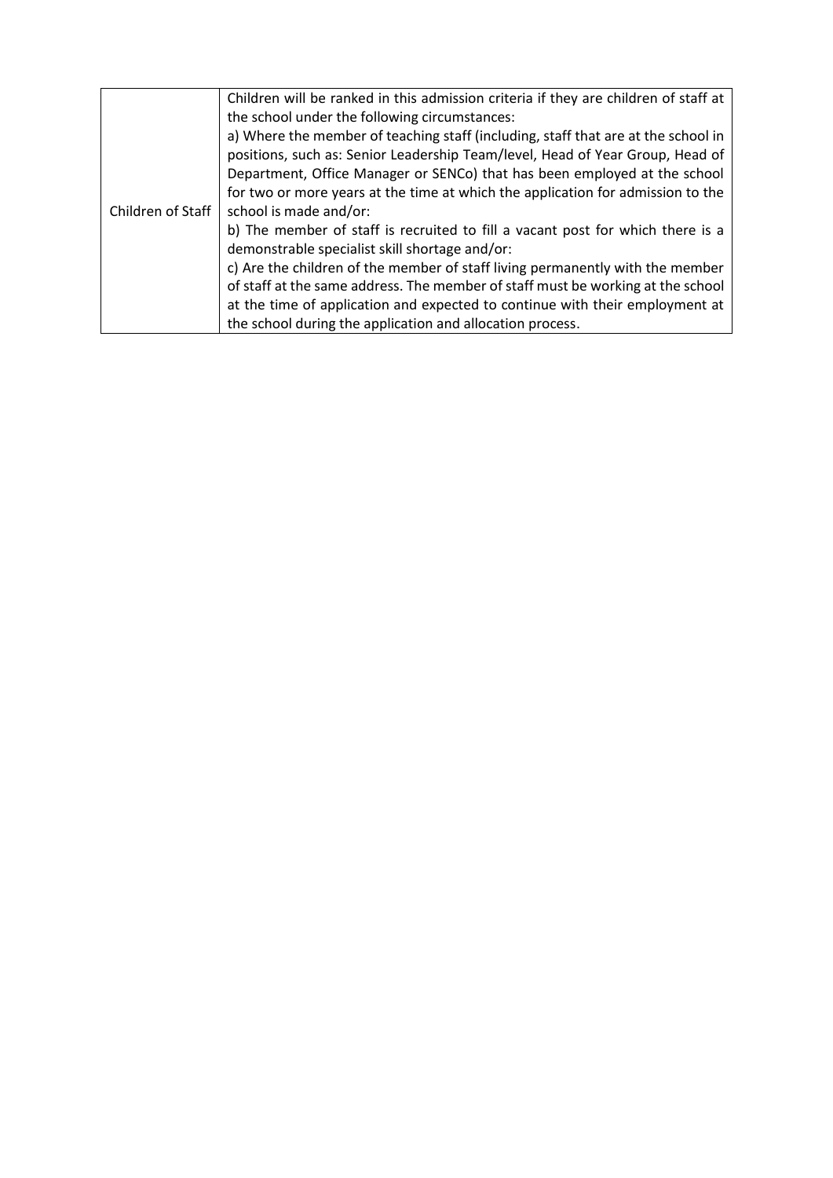| | |
|---|---|
| Children of Staff | Children will be ranked in this admission criteria if they are children of staff at the school under the following circumstances:<br>a) Where the member of teaching staff (including, staff that are at the school in positions, such as: Senior Leadership Team/level, Head of Year Group, Head of Department, Office Manager or SENCo) that has been employed at the school for two or more years at the time at which the application for admission to the school is made and/or:<br>b) The member of staff is recruited to fill a vacant post for which there is a demonstrable specialist skill shortage and/or:<br>c) Are the children of the member of staff living permanently with the member of staff at the same address. The member of staff must be working at the school at the time of application and expected to continue with their employment at the school during the application and allocation process. |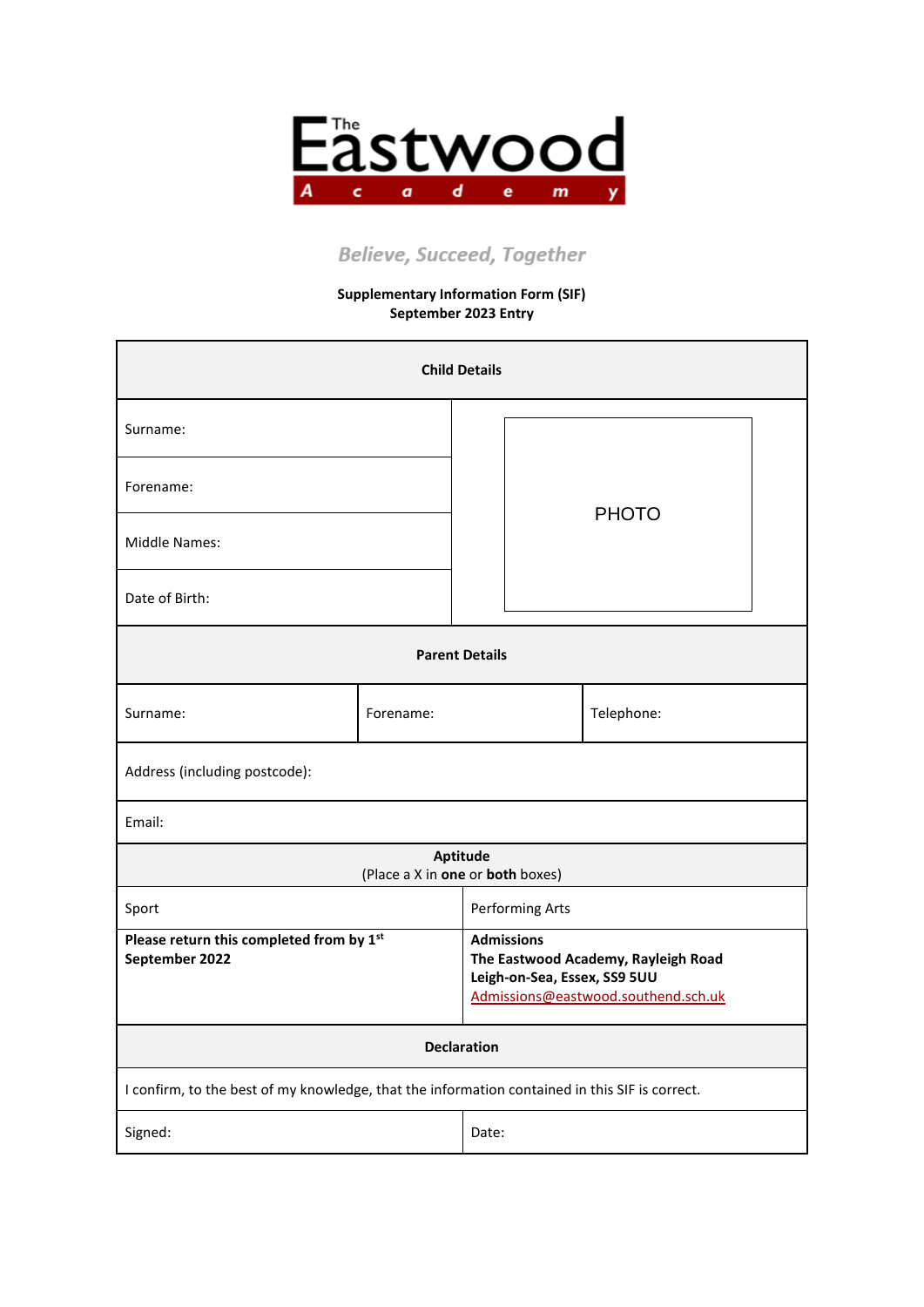**The Eastwood Academy**

*Believe, Succeed, Together*

**Supplementary Information Form (SIF)**
**September 2023 Entry**

| **Child Details** | | |
|---|---|---|
| Surname: | PHOTO | |
| Forename: | | |
| Middle Names: | | |
| Date of Birth: | | |
| **Parent Details** | | |
| Surname: | Forename: | Telephone: |
| Address (including postcode): | | |
| Email: | | |
| **Aptitude** (Place a X in **one** or **both** boxes) | | |
| Sport | Performing Arts | |
| **Please return this completed from by 1st September 2022** | **Admissions The Eastwood Academy, Rayleigh Road Leigh-on-Sea, Essex, SS9 5UU** Admissions@eastwood.southend.sch.uk | |
| **Declaration** | | |
| I confirm, to the best of my knowledge, that the information contained in this SIF is correct. | | |
| Signed: | Date: | |